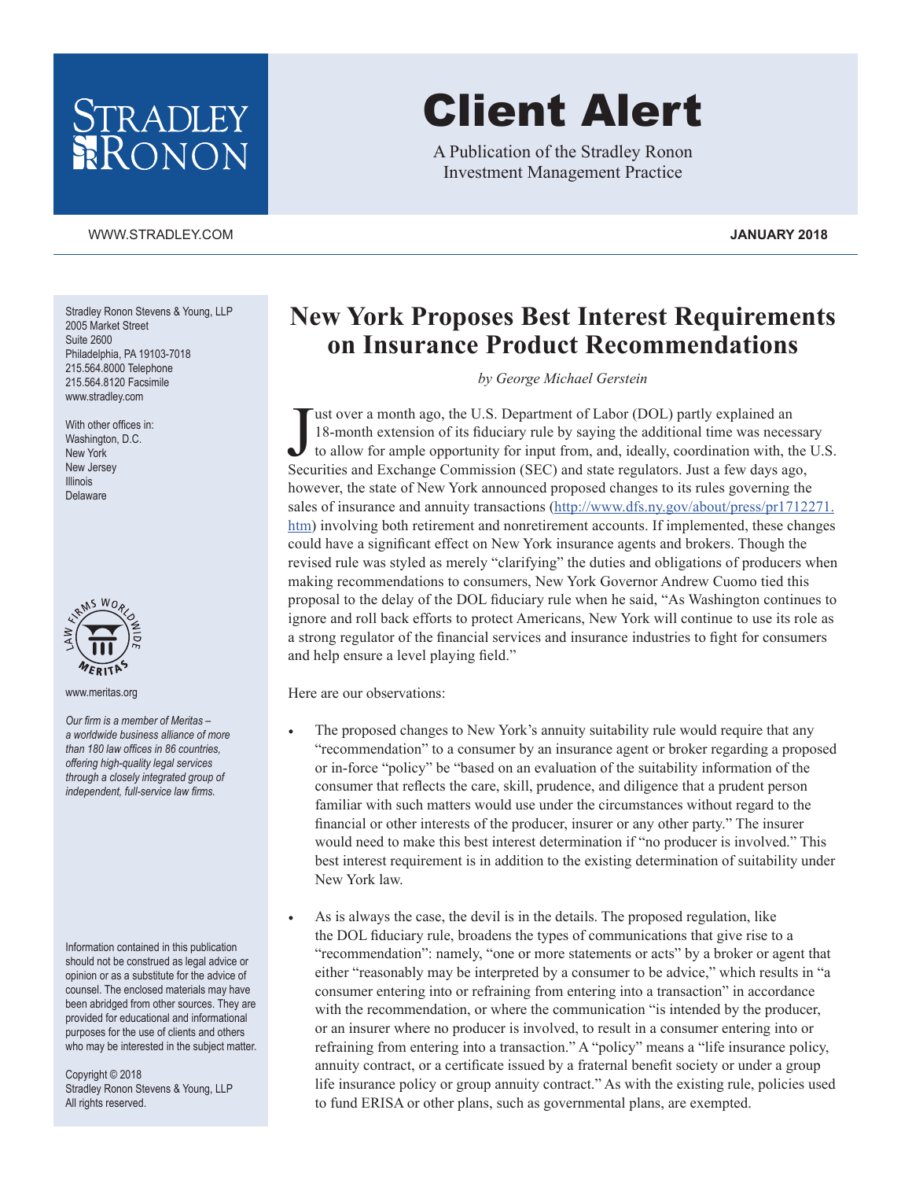# Client Alert

A Publication of the Stradley Ronon Investment Management Practice

WWW.STRADLEY.COM

**JANUARY 2018**

Stradley Ronon Stevens & Young, LLP
2005 Market Street
Suite 2600
Philadelphia, PA 19103-7018
215.564.8000 Telephone
215.564.8120 Facsimile
www.stradley.com

With other offices in:
Washington, D.C.
New York
New Jersey
Illinois
Delaware

www.meritas.org

*Our firm is a member of Meritas – a worldwide business alliance of more than 180 law offices in 86 countries, offering high-quality legal services through a closely integrated group of independent, full-service law firms.*

Information contained in this publication should not be construed as legal advice or opinion or as a substitute for the advice of counsel. The enclosed materials may have been abridged from other sources. They are provided for educational and informational purposes for the use of clients and others who may be interested in the subject matter.

Copyright © 2018
Stradley Ronon Stevens & Young, LLP
All rights reserved.

## New York Proposes Best Interest Requirements on Insurance Product Recommendations

*by George Michael Gerstein*

Just over a month ago, the U.S. Department of Labor (DOL) partly explained an 18-month extension of its fiduciary rule by saying the additional time was necessary to allow for ample opportunity for input from, and, ideally, coordination with, the U.S. Securities and Exchange Commission (SEC) and state regulators. Just a few days ago, however, the state of New York announced proposed changes to its rules governing the sales of insurance and annuity transactions (http://www.dfs.ny.gov/about/press/pr1712271.htm) involving both retirement and nonretirement accounts. If implemented, these changes could have a significant effect on New York insurance agents and brokers. Though the revised rule was styled as merely "clarifying" the duties and obligations of producers when making recommendations to consumers, New York Governor Andrew Cuomo tied this proposal to the delay of the DOL fiduciary rule when he said, "As Washington continues to ignore and roll back efforts to protect Americans, New York will continue to use its role as a strong regulator of the financial services and insurance industries to fight for consumers and help ensure a level playing field."

Here are our observations:

- The proposed changes to New York's annuity suitability rule would require that any "recommendation" to a consumer by an insurance agent or broker regarding a proposed or in-force "policy" be "based on an evaluation of the suitability information of the consumer that reflects the care, skill, prudence, and diligence that a prudent person familiar with such matters would use under the circumstances without regard to the financial or other interests of the producer, insurer or any other party." The insurer would need to make this best interest determination if "no producer is involved." This best interest requirement is in addition to the existing determination of suitability under New York law.

- As is always the case, the devil is in the details. The proposed regulation, like the DOL fiduciary rule, broadens the types of communications that give rise to a "recommendation": namely, "one or more statements or acts" by a broker or agent that either "reasonably may be interpreted by a consumer to be advice," which results in "a consumer entering into or refraining from entering into a transaction" in accordance with the recommendation, or where the communication "is intended by the producer, or an insurer where no producer is involved, to result in a consumer entering into or refraining from entering into a transaction." A "policy" means a "life insurance policy, annuity contract, or a certificate issued by a fraternal benefit society or under a group life insurance policy or group annuity contract." As with the existing rule, policies used to fund ERISA or other plans, such as governmental plans, are exempted.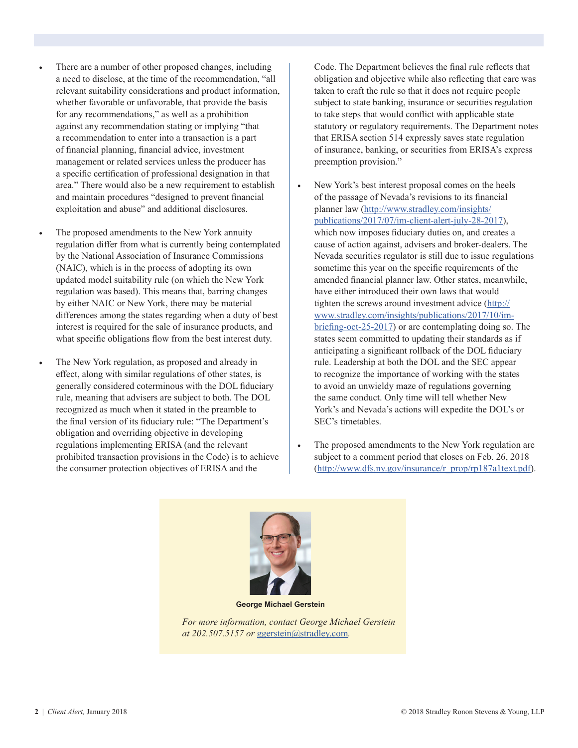- There are a number of other proposed changes, including a need to disclose, at the time of the recommendation, "all relevant suitability considerations and product information, whether favorable or unfavorable, that provide the basis for any recommendations," as well as a prohibition against any recommendation stating or implying "that a recommendation to enter into a transaction is a part of financial planning, financial advice, investment management or related services unless the producer has a specific certification of professional designation in that area." There would also be a new requirement to establish and maintain procedures "designed to prevent financial exploitation and abuse" and additional disclosures.

- The proposed amendments to the New York annuity regulation differ from what is currently being contemplated by the National Association of Insurance Commissions (NAIC), which is in the process of adopting its own updated model suitability rule (on which the New York regulation was based). This means that, barring changes by either NAIC or New York, there may be material differences among the states regarding when a duty of best interest is required for the sale of insurance products, and what specific obligations flow from the best interest duty.

- The New York regulation, as proposed and already in effect, along with similar regulations of other states, is generally considered coterminous with the DOL fiduciary rule, meaning that advisers are subject to both. The DOL recognized as much when it stated in the preamble to the final version of its fiduciary rule: "The Department's obligation and overriding objective in developing regulations implementing ERISA (and the relevant prohibited transaction provisions in the Code) is to achieve the consumer protection objectives of ERISA and the Code. The Department believes the final rule reflects that obligation and objective while also reflecting that care was taken to craft the rule so that it does not require people subject to state banking, insurance or securities regulation to take steps that would conflict with applicable state statutory or regulatory requirements. The Department notes that ERISA section 514 expressly saves state regulation of insurance, banking, or securities from ERISA's express preemption provision."

- New York's best interest proposal comes on the heels of the passage of Nevada's revisions to its financial planner law (http://www.stradley.com/insights/publications/2017/07/im-client-alert-july-28-2017), which now imposes fiduciary duties on, and creates a cause of action against, advisers and broker-dealers. The Nevada securities regulator is still due to issue regulations sometime this year on the specific requirements of the amended financial planner law. Other states, meanwhile, have either introduced their own laws that would tighten the screws around investment advice (http://www.stradley.com/insights/publications/2017/10/im-briefing-oct-25-2017) or are contemplating doing so. The states seem committed to updating their standards as if anticipating a significant rollback of the DOL fiduciary rule. Leadership at both the DOL and the SEC appear to recognize the importance of working with the states to avoid an unwieldy maze of regulations governing the same conduct. Only time will tell whether New York's and Nevada's actions will expedite the DOL's or SEC's timetables.

- The proposed amendments to the New York regulation are subject to a comment period that closes on Feb. 26, 2018 (http://www.dfs.ny.gov/insurance/r_prop/rp187a1text.pdf).

**George Michael Gerstein**

*For more information, contact George Michael Gerstein at 202.507.5157 or ggerstein@stradley.com.*